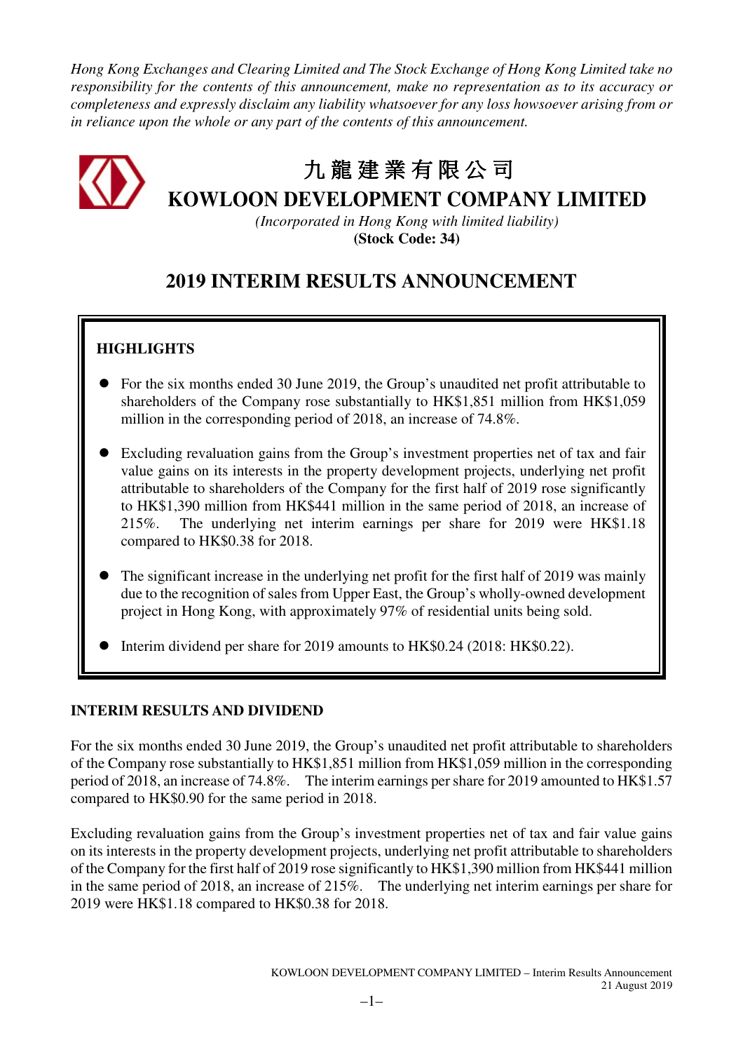*Hong Kong Exchanges and Clearing Limited and The Stock Exchange of Hong Kong Limited take no responsibility for the contents of this announcement, make no representation as to its accuracy or completeness and expressly disclaim any liability whatsoever for any loss howsoever arising from or in reliance upon the whole or any part of the contents of this announcement.*

# 九龍建業有限公司
# KOWLOON DEVELOPMENT COMPANY LIMITED

*(Incorporated in Hong Kong with limited liability)*

**(Stock Code: 34)**

# 2019 INTERIM RESULTS ANNOUNCEMENT

## HIGHLIGHTS

- For the six months ended 30 June 2019, the Group's unaudited net profit attributable to shareholders of the Company rose substantially to HK$1,851 million from HK$1,059 million in the corresponding period of 2018, an increase of 74.8%.
- Excluding revaluation gains from the Group's investment properties net of tax and fair value gains on its interests in the property development projects, underlying net profit attributable to shareholders of the Company for the first half of 2019 rose significantly to HK$1,390 million from HK$441 million in the same period of 2018, an increase of 215%. The underlying net interim earnings per share for 2019 were HK$1.18 compared to HK$0.38 for 2018.
- The significant increase in the underlying net profit for the first half of 2019 was mainly due to the recognition of sales from Upper East, the Group's wholly-owned development project in Hong Kong, with approximately 97% of residential units being sold.
- Interim dividend per share for 2019 amounts to HK$0.24 (2018: HK$0.22).

## INTERIM RESULTS AND DIVIDEND

For the six months ended 30 June 2019, the Group's unaudited net profit attributable to shareholders of the Company rose substantially to HK$1,851 million from HK$1,059 million in the corresponding period of 2018, an increase of 74.8%. The interim earnings per share for 2019 amounted to HK$1.57 compared to HK$0.90 for the same period in 2018.

Excluding revaluation gains from the Group's investment properties net of tax and fair value gains on its interests in the property development projects, underlying net profit attributable to shareholders of the Company for the first half of 2019 rose significantly to HK$1,390 million from HK$441 million in the same period of 2018, an increase of 215%. The underlying net interim earnings per share for 2019 were HK$1.18 compared to HK$0.38 for 2018.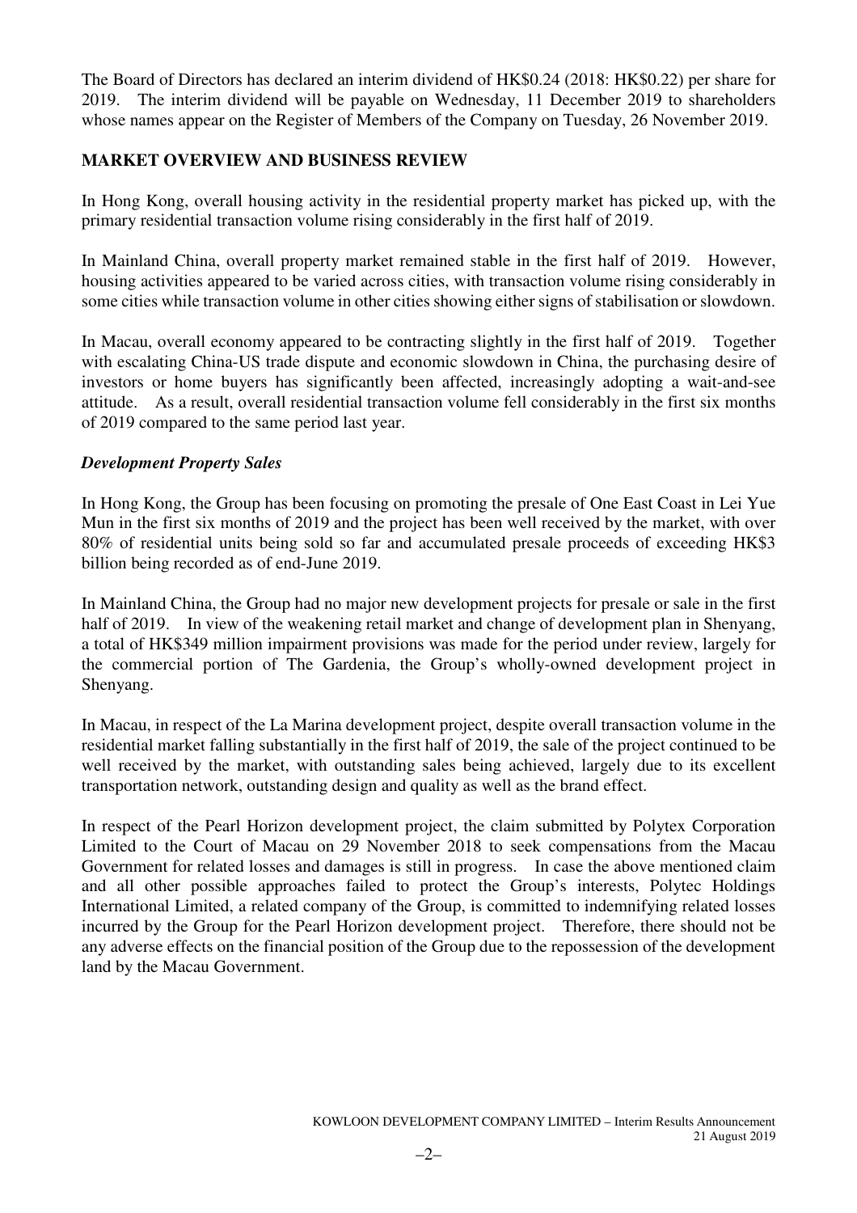The Board of Directors has declared an interim dividend of HK$0.24 (2018: HK$0.22) per share for 2019. The interim dividend will be payable on Wednesday, 11 December 2019 to shareholders whose names appear on the Register of Members of the Company on Tuesday, 26 November 2019.

## MARKET OVERVIEW AND BUSINESS REVIEW

In Hong Kong, overall housing activity in the residential property market has picked up, with the primary residential transaction volume rising considerably in the first half of 2019.

In Mainland China, overall property market remained stable in the first half of 2019. However, housing activities appeared to be varied across cities, with transaction volume rising considerably in some cities while transaction volume in other cities showing either signs of stabilisation or slowdown.

In Macau, overall economy appeared to be contracting slightly in the first half of 2019. Together with escalating China-US trade dispute and economic slowdown in China, the purchasing desire of investors or home buyers has significantly been affected, increasingly adopting a wait-and-see attitude. As a result, overall residential transaction volume fell considerably in the first six months of 2019 compared to the same period last year.

### *Development Property Sales*

In Hong Kong, the Group has been focusing on promoting the presale of One East Coast in Lei Yue Mun in the first six months of 2019 and the project has been well received by the market, with over 80% of residential units being sold so far and accumulated presale proceeds of exceeding HK$3 billion being recorded as of end-June 2019.

In Mainland China, the Group had no major new development projects for presale or sale in the first half of 2019. In view of the weakening retail market and change of development plan in Shenyang, a total of HK$349 million impairment provisions was made for the period under review, largely for the commercial portion of The Gardenia, the Group's wholly-owned development project in Shenyang.

In Macau, in respect of the La Marina development project, despite overall transaction volume in the residential market falling substantially in the first half of 2019, the sale of the project continued to be well received by the market, with outstanding sales being achieved, largely due to its excellent transportation network, outstanding design and quality as well as the brand effect.

In respect of the Pearl Horizon development project, the claim submitted by Polytex Corporation Limited to the Court of Macau on 29 November 2018 to seek compensations from the Macau Government for related losses and damages is still in progress. In case the above mentioned claim and all other possible approaches failed to protect the Group's interests, Polytec Holdings International Limited, a related company of the Group, is committed to indemnifying related losses incurred by the Group for the Pearl Horizon development project. Therefore, there should not be any adverse effects on the financial position of the Group due to the repossession of the development land by the Macau Government.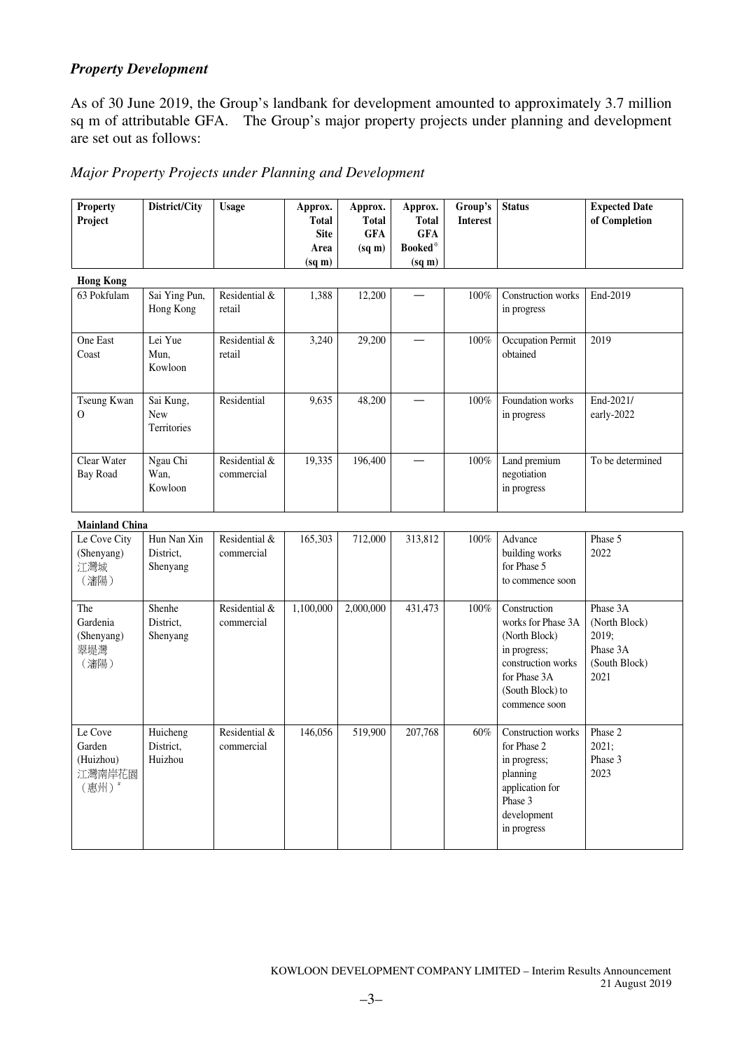### *Property Development*

As of 30 June 2019, the Group's landbank for development amounted to approximately 3.7 million sq m of attributable GFA. The Group's major property projects under planning and development are set out as follows:

*Major Property Projects under Planning and Development*

| Property Project | District/City | Usage | Approx. Total Site Area (sq m) | Approx. Total GFA (sq m) | Approx. Total GFA Booked[*] (sq m) | Group's Interest | Status | Expected Date of Completion |
|---|---|---|---|---|---|---|---|---|
| **Hong Kong** | | | | | | | | |
| 63 Pokfulam | Sai Ying Pun, Hong Kong | Residential & retail | 1,388 | 12,200 | — | 100% | Construction works in progress | End-2019 |
| One East Coast | Lei Yue Mun, Kowloon | Residential & retail | 3,240 | 29,200 | — | 100% | Occupation Permit obtained | 2019 |
| Tseung Kwan O | Sai Kung, New Territories | Residential | 9,635 | 48,200 | — | 100% | Foundation works in progress | End-2021/ early-2022 |
| Clear Water Bay Road | Ngau Chi Wan, Kowloon | Residential & commercial | 19,335 | 196,400 | — | 100% | Land premium negotiation in progress | To be determined |
| **Mainland China** | | | | | | | | |
| Le Cove City (Shenyang) 江灣城（瀋陽） | Hun Nan Xin District, Shenyang | Residential & commercial | 165,303 | 712,000 | 313,812 | 100% | Advance building works for Phase 5 to commence soon | Phase 5 2022 |
| The Gardenia (Shenyang) 翠堤灣（瀋陽） | Shenhe District, Shenyang | Residential & commercial | 1,100,000 | 2,000,000 | 431,473 | 100% | Construction works for Phase 3A (North Block) in progress; construction works for Phase 3A (South Block) to commence soon | Phase 3A (North Block) 2019; Phase 3A (South Block) 2021 |
| Le Cove Garden (Huizhou) 江灣南岸花園（惠州）[#] | Huicheng District, Huizhou | Residential & commercial | 146,056 | 519,900 | 207,768 | 60% | Construction works for Phase 2 in progress; planning application for Phase 3 development in progress | Phase 2 2021; Phase 3 2023 |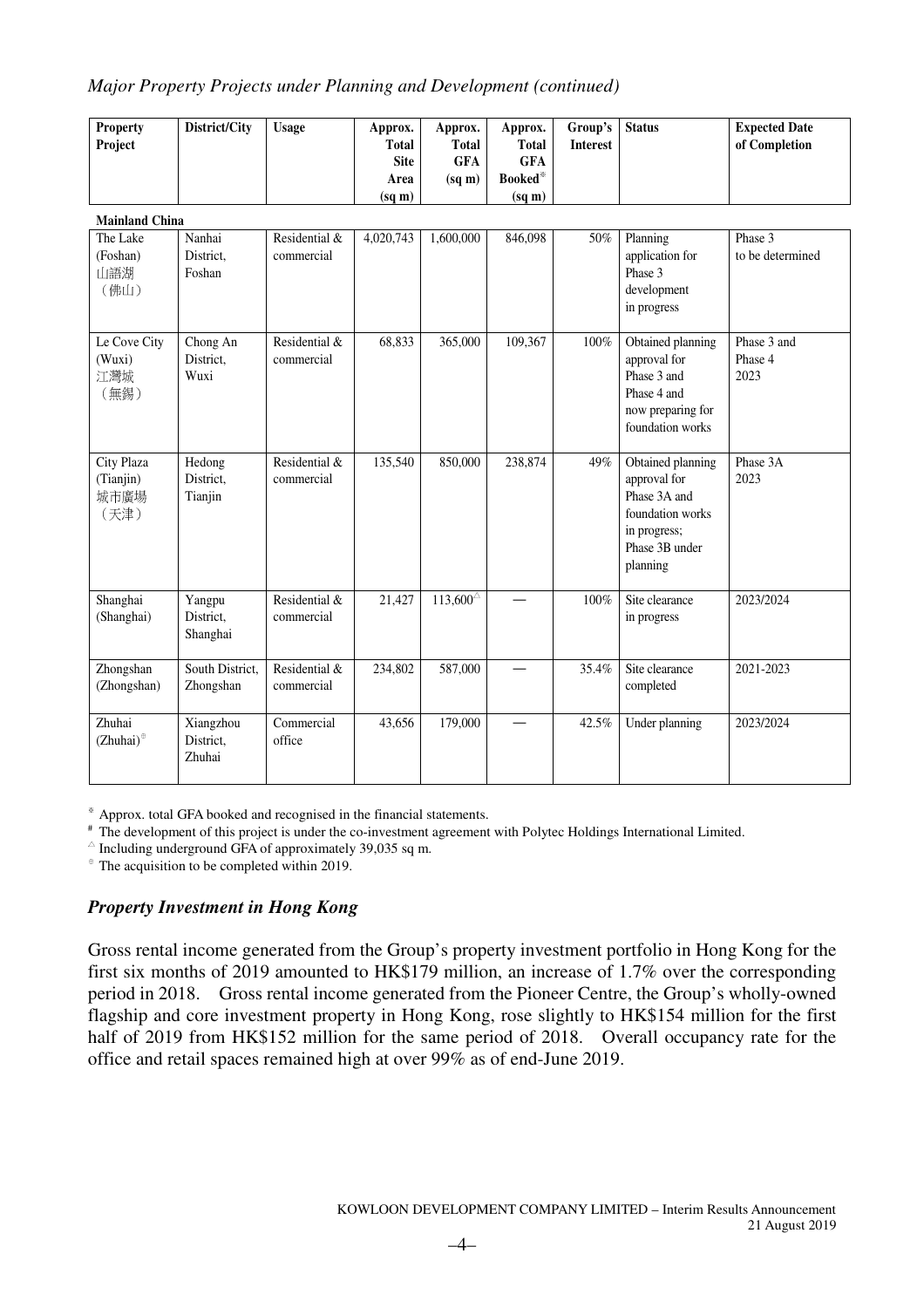*Major Property Projects under Planning and Development (continued)*

| Property Project | District/City | Usage | Approx. Total Site Area (sq m) | Approx. Total GFA (sq m) | Approx. Total GFA Booked※ (sq m) | Group's Interest | Status | Expected Date of Completion |
|---|---|---|---|---|---|---|---|---|
| **Mainland China** | | | | | | | | |
| The Lake (Foshan) 山語湖（佛山） | Nanhai District, Foshan | Residential & commercial | 4,020,743 | 1,600,000 | 846,098 | 50% | Planning application for Phase 3 development in progress | Phase 3 to be determined |
| Le Cove City (Wuxi) 江灣城（無錫） | Chong An District, Wuxi | Residential & commercial | 68,833 | 365,000 | 109,367 | 100% | Obtained planning approval for Phase 3 and Phase 4 and now preparing for foundation works | Phase 3 and Phase 4 2023 |
| City Plaza (Tianjin) 城市廣場（天津） | Hedong District, Tianjin | Residential & commercial | 135,540 | 850,000 | 238,874 | 49% | Obtained planning approval for Phase 3A and foundation works in progress; Phase 3B under planning | Phase 3A 2023 |
| Shanghai (Shanghai) | Yangpu District, Shanghai | Residential & commercial | 21,427 | 113,600△ | — | 100% | Site clearance in progress | 2023/2024 |
| Zhongshan (Zhongshan) | South District, Zhongshan | Residential & commercial | 234,802 | 587,000 | — | 35.4% | Site clearance completed | 2021-2023 |
| Zhuhai (Zhuhai)⊕ | Xiangzhou District, Zhuhai | Commercial office | 43,656 | 179,000 | — | 42.5% | Under planning | 2023/2024 |

※ Approx. total GFA booked and recognised in the financial statements.

\# The development of this project is under the co-investment agreement with Polytec Holdings International Limited.

△ Including underground GFA of approximately 39,035 sq m.

⊕ The acquisition to be completed within 2019.

### *Property Investment in Hong Kong*

Gross rental income generated from the Group's property investment portfolio in Hong Kong for the first six months of 2019 amounted to HK$179 million, an increase of 1.7% over the corresponding period in 2018. Gross rental income generated from the Pioneer Centre, the Group's wholly-owned flagship and core investment property in Hong Kong, rose slightly to HK$154 million for the first half of 2019 from HK$152 million for the same period of 2018. Overall occupancy rate for the office and retail spaces remained high at over 99% as of end-June 2019.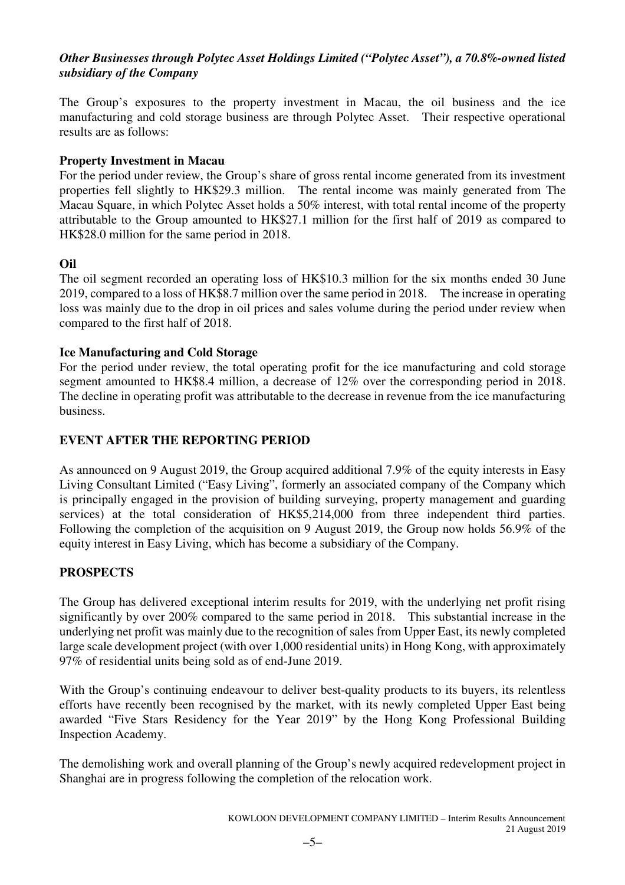***Other Businesses through Polytec Asset Holdings Limited ("Polytec Asset"), a 70.8%-owned listed subsidiary of the Company***

The Group's exposures to the property investment in Macau, the oil business and the ice manufacturing and cold storage business are through Polytec Asset. Their respective operational results are as follows:

**Property Investment in Macau**

For the period under review, the Group's share of gross rental income generated from its investment properties fell slightly to HK$29.3 million. The rental income was mainly generated from The Macau Square, in which Polytec Asset holds a 50% interest, with total rental income of the property attributable to the Group amounted to HK$27.1 million for the first half of 2019 as compared to HK$28.0 million for the same period in 2018.

**Oil**

The oil segment recorded an operating loss of HK$10.3 million for the six months ended 30 June 2019, compared to a loss of HK$8.7 million over the same period in 2018. The increase in operating loss was mainly due to the drop in oil prices and sales volume during the period under review when compared to the first half of 2018.

**Ice Manufacturing and Cold Storage**

For the period under review, the total operating profit for the ice manufacturing and cold storage segment amounted to HK$8.4 million, a decrease of 12% over the corresponding period in 2018. The decline in operating profit was attributable to the decrease in revenue from the ice manufacturing business.

## EVENT AFTER THE REPORTING PERIOD

As announced on 9 August 2019, the Group acquired additional 7.9% of the equity interests in Easy Living Consultant Limited ("Easy Living", formerly an associated company of the Company which is principally engaged in the provision of building surveying, property management and guarding services) at the total consideration of HK$5,214,000 from three independent third parties. Following the completion of the acquisition on 9 August 2019, the Group now holds 56.9% of the equity interest in Easy Living, which has become a subsidiary of the Company.

## PROSPECTS

The Group has delivered exceptional interim results for 2019, with the underlying net profit rising significantly by over 200% compared to the same period in 2018. This substantial increase in the underlying net profit was mainly due to the recognition of sales from Upper East, its newly completed large scale development project (with over 1,000 residential units) in Hong Kong, with approximately 97% of residential units being sold as of end-June 2019.

With the Group's continuing endeavour to deliver best-quality products to its buyers, its relentless efforts have recently been recognised by the market, with its newly completed Upper East being awarded "Five Stars Residency for the Year 2019" by the Hong Kong Professional Building Inspection Academy.

The demolishing work and overall planning of the Group's newly acquired redevelopment project in Shanghai are in progress following the completion of the relocation work.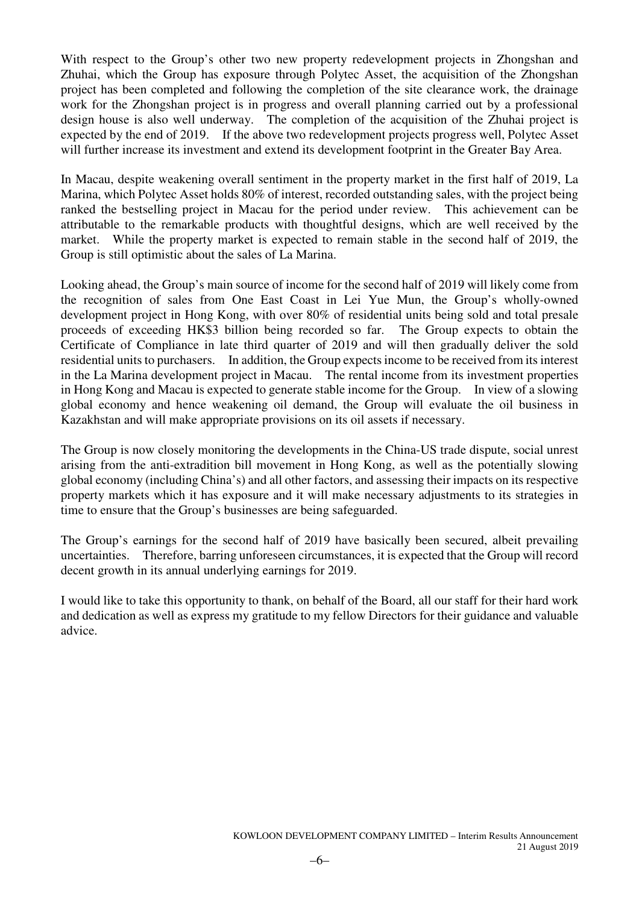With respect to the Group's other two new property redevelopment projects in Zhongshan and Zhuhai, which the Group has exposure through Polytec Asset, the acquisition of the Zhongshan project has been completed and following the completion of the site clearance work, the drainage work for the Zhongshan project is in progress and overall planning carried out by a professional design house is also well underway. The completion of the acquisition of the Zhuhai project is expected by the end of 2019. If the above two redevelopment projects progress well, Polytec Asset will further increase its investment and extend its development footprint in the Greater Bay Area.

In Macau, despite weakening overall sentiment in the property market in the first half of 2019, La Marina, which Polytec Asset holds 80% of interest, recorded outstanding sales, with the project being ranked the bestselling project in Macau for the period under review. This achievement can be attributable to the remarkable products with thoughtful designs, which are well received by the market. While the property market is expected to remain stable in the second half of 2019, the Group is still optimistic about the sales of La Marina.

Looking ahead, the Group's main source of income for the second half of 2019 will likely come from the recognition of sales from One East Coast in Lei Yue Mun, the Group's wholly-owned development project in Hong Kong, with over 80% of residential units being sold and total presale proceeds of exceeding HK$3 billion being recorded so far. The Group expects to obtain the Certificate of Compliance in late third quarter of 2019 and will then gradually deliver the sold residential units to purchasers. In addition, the Group expects income to be received from its interest in the La Marina development project in Macau. The rental income from its investment properties in Hong Kong and Macau is expected to generate stable income for the Group. In view of a slowing global economy and hence weakening oil demand, the Group will evaluate the oil business in Kazakhstan and will make appropriate provisions on its oil assets if necessary.

The Group is now closely monitoring the developments in the China-US trade dispute, social unrest arising from the anti-extradition bill movement in Hong Kong, as well as the potentially slowing global economy (including China's) and all other factors, and assessing their impacts on its respective property markets which it has exposure and it will make necessary adjustments to its strategies in time to ensure that the Group's businesses are being safeguarded.

The Group's earnings for the second half of 2019 have basically been secured, albeit prevailing uncertainties. Therefore, barring unforeseen circumstances, it is expected that the Group will record decent growth in its annual underlying earnings for 2019.

I would like to take this opportunity to thank, on behalf of the Board, all our staff for their hard work and dedication as well as express my gratitude to my fellow Directors for their guidance and valuable advice.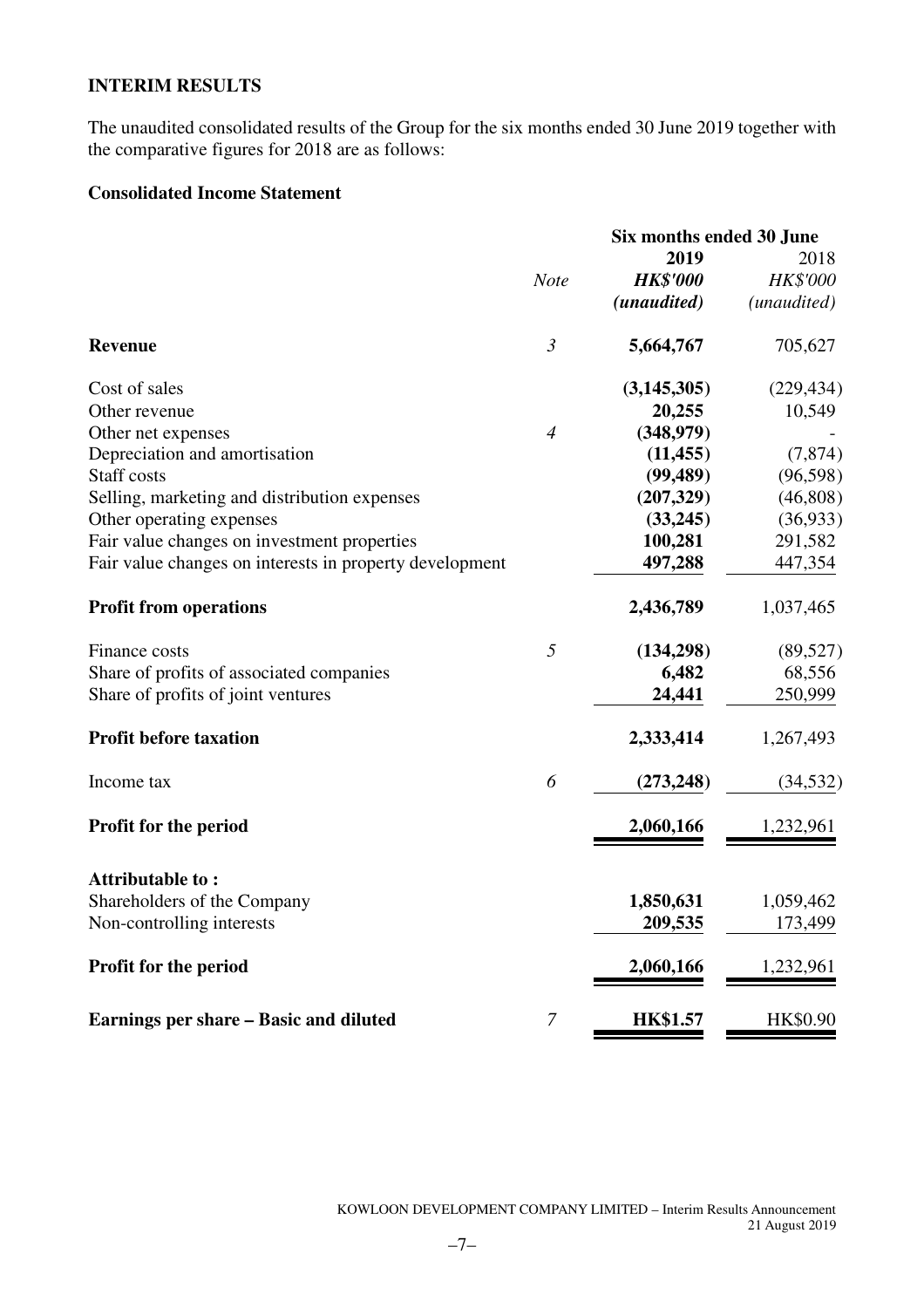## INTERIM RESULTS

The unaudited consolidated results of the Group for the six months ended 30 June 2019 together with the comparative figures for 2018 are as follows:

### Consolidated Income Statement

| | Note | Six months ended 30 June | |
|---|---|---|---|
| | | **2019** | 2018 |
| | | ***HK$'000*** | *HK$'000* |
| | | ***(unaudited)*** | *(unaudited)* |
| **Revenue** | *3* | **5,664,767** | 705,627 |
| Cost of sales | | **(3,145,305)** | (229,434) |
| Other revenue | | **20,255** | 10,549 |
| Other net expenses | *4* | **(348,979)** | - |
| Depreciation and amortisation | | **(11,455)** | (7,874) |
| Staff costs | | **(99,489)** | (96,598) |
| Selling, marketing and distribution expenses | | **(207,329)** | (46,808) |
| Other operating expenses | | **(33,245)** | (36,933) |
| Fair value changes on investment properties | | **100,281** | 291,582 |
| Fair value changes on interests in property development | | **497,288** | 447,354 |
| **Profit from operations** | | **2,436,789** | 1,037,465 |
| Finance costs | *5* | **(134,298)** | (89,527) |
| Share of profits of associated companies | | **6,482** | 68,556 |
| Share of profits of joint ventures | | **24,441** | 250,999 |
| **Profit before taxation** | | **2,333,414** | 1,267,493 |
| Income tax | *6* | **(273,248)** | (34,532) |
| **Profit for the period** | | **2,060,166** | 1,232,961 |
| **Attributable to :** | | | |
| Shareholders of the Company | | **1,850,631** | 1,059,462 |
| Non-controlling interests | | **209,535** | 173,499 |
| **Profit for the period** | | **2,060,166** | 1,232,961 |
| **Earnings per share – Basic and diluted** | *7* | **HK$1.57** | HK$0.90 |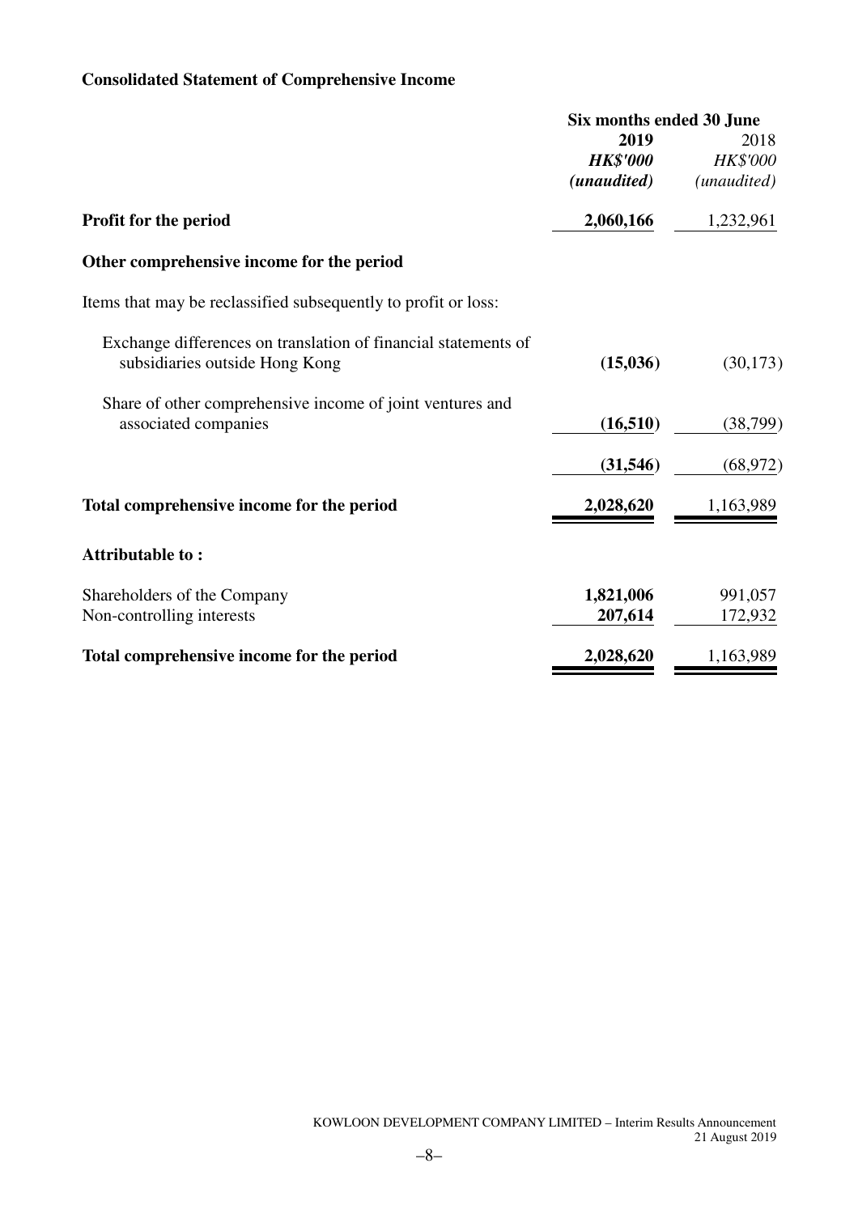**Consolidated Statement of Comprehensive Income**

| | Six months ended 30 June | |
|---|---|---|
| | **2019** | 2018 |
| | ***HK$'000*** | *HK$'000* |
| | ***(unaudited)*** | *(unaudited)* |
| **Profit for the period** | **2,060,166** | 1,232,961 |
| **Other comprehensive income for the period** | | |
| Items that may be reclassified subsequently to profit or loss: | | |
| Exchange differences on translation of financial statements of subsidiaries outside Hong Kong | **(15,036)** | (30,173) |
| Share of other comprehensive income of joint ventures and associated companies | **(16,510)** | (38,799) |
| | **(31,546)** | (68,972) |
| **Total comprehensive income for the period** | **2,028,620** | 1,163,989 |
| **Attributable to :** | | |
| Shareholders of the Company | **1,821,006** | 991,057 |
| Non-controlling interests | **207,614** | 172,932 |
| **Total comprehensive income for the period** | **2,028,620** | 1,163,989 |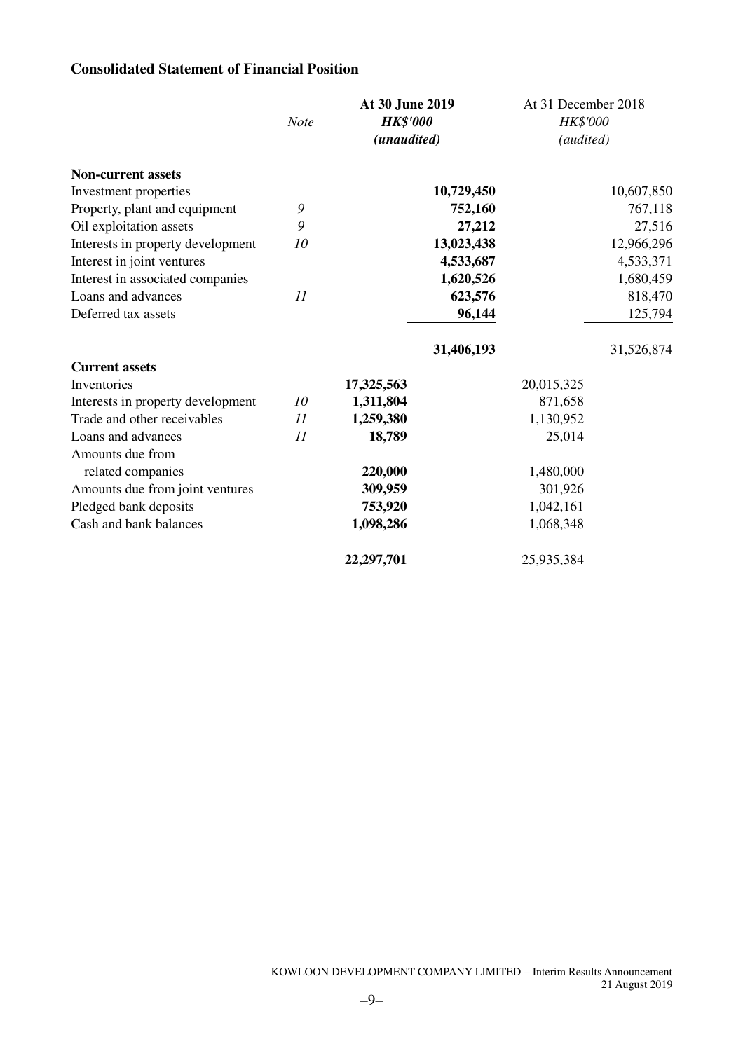## Consolidated Statement of Financial Position

| | *Note* | **At 30 June 2019** *HK$'000* *(unaudited)* | | At 31 December 2018 *HK$'000* *(audited)* | |
|---|---|---|---|---|---|
| **Non-current assets** | | | | | |
| Investment properties | | | **10,729,450** | | 10,607,850 |
| Property, plant and equipment | *9* | | **752,160** | | 767,118 |
| Oil exploitation assets | *9* | | **27,212** | | 27,516 |
| Interests in property development | *10* | | **13,023,438** | | 12,966,296 |
| Interest in joint ventures | | | **4,533,687** | | 4,533,371 |
| Interest in associated companies | | | **1,620,526** | | 1,680,459 |
| Loans and advances | *11* | | **623,576** | | 818,470 |
| Deferred tax assets | | | **96,144** | | 125,794 |
| | | | **31,406,193** | | 31,526,874 |
| **Current assets** | | | | | |
| Inventories | | **17,325,563** | | 20,015,325 | |
| Interests in property development | *10* | **1,311,804** | | 871,658 | |
| Trade and other receivables | *11* | **1,259,380** | | 1,130,952 | |
| Loans and advances | *11* | **18,789** | | 25,014 | |
| Amounts due from related companies | | **220,000** | | 1,480,000 | |
| Amounts due from joint ventures | | **309,959** | | 301,926 | |
| Pledged bank deposits | | **753,920** | | 1,042,161 | |
| Cash and bank balances | | **1,098,286** | | 1,068,348 | |
| | | **22,297,701** | | 25,935,384 | |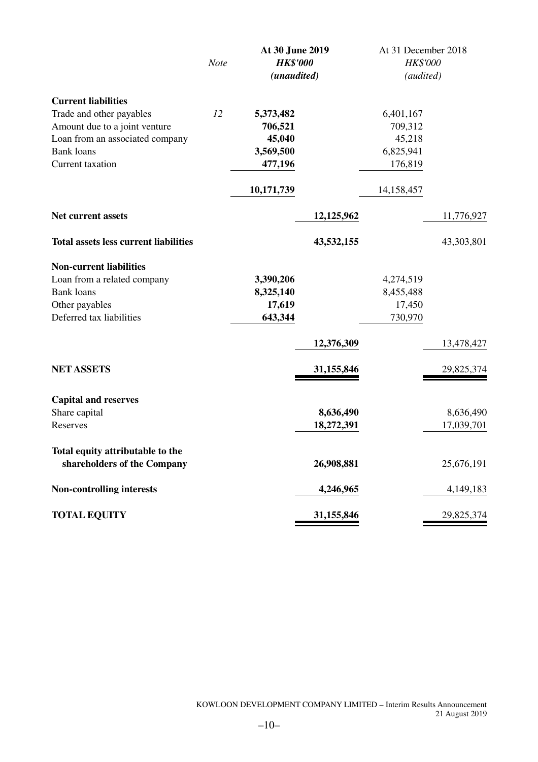| | Note | At 30 June 2019 | | At 31 December 2018 | |
|---|---|---|---|---|---|
| | | ***HK$'000*** | | *HK$'000* | |
| | | ***(unaudited)*** | | *(audited)* | |
| **Current liabilities** | | | | | |
| Trade and other payables | *12* | **5,373,482** | | 6,401,167 | |
| Amount due to a joint venture | | **706,521** | | 709,312 | |
| Loan from an associated company | | **45,040** | | 45,218 | |
| Bank loans | | **3,569,500** | | 6,825,941 | |
| Current taxation | | **477,196** | | 176,819 | |
| | | **10,171,739** | | 14,158,457 | |
| **Net current assets** | | | **12,125,962** | | 11,776,927 |
| **Total assets less current liabilities** | | | **43,532,155** | | 43,303,801 |
| **Non-current liabilities** | | | | | |
| Loan from a related company | | **3,390,206** | | 4,274,519 | |
| Bank loans | | **8,325,140** | | 8,455,488 | |
| Other payables | | **17,619** | | 17,450 | |
| Deferred tax liabilities | | **643,344** | | 730,970 | |
| | | | **12,376,309** | | 13,478,427 |
| **NET ASSETS** | | | **31,155,846** | | 29,825,374 |
| **Capital and reserves** | | | | | |
| Share capital | | | **8,636,490** | | 8,636,490 |
| Reserves | | | **18,272,391** | | 17,039,701 |
| **Total equity attributable to the shareholders of the Company** | | | **26,908,881** | | 25,676,191 |
| **Non-controlling interests** | | | **4,246,965** | | 4,149,183 |
| **TOTAL EQUITY** | | | **31,155,846** | | 29,825,374 |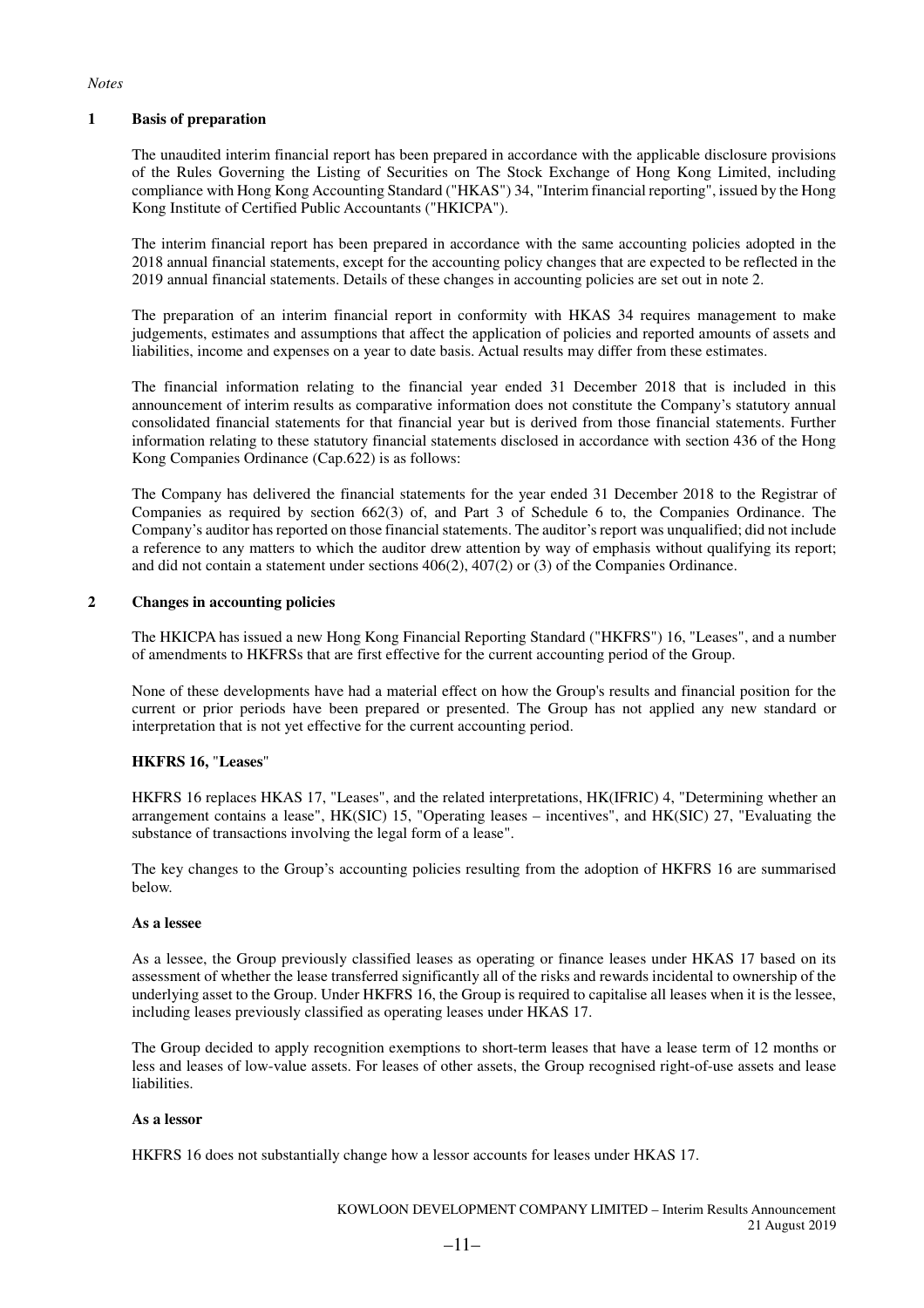*Notes*

## 1 Basis of preparation

The unaudited interim financial report has been prepared in accordance with the applicable disclosure provisions of the Rules Governing the Listing of Securities on The Stock Exchange of Hong Kong Limited, including compliance with Hong Kong Accounting Standard ("HKAS") 34, "Interim financial reporting", issued by the Hong Kong Institute of Certified Public Accountants ("HKICPA").

The interim financial report has been prepared in accordance with the same accounting policies adopted in the 2018 annual financial statements, except for the accounting policy changes that are expected to be reflected in the 2019 annual financial statements. Details of these changes in accounting policies are set out in note 2.

The preparation of an interim financial report in conformity with HKAS 34 requires management to make judgements, estimates and assumptions that affect the application of policies and reported amounts of assets and liabilities, income and expenses on a year to date basis. Actual results may differ from these estimates.

The financial information relating to the financial year ended 31 December 2018 that is included in this announcement of interim results as comparative information does not constitute the Company's statutory annual consolidated financial statements for that financial year but is derived from those financial statements. Further information relating to these statutory financial statements disclosed in accordance with section 436 of the Hong Kong Companies Ordinance (Cap.622) is as follows:

The Company has delivered the financial statements for the year ended 31 December 2018 to the Registrar of Companies as required by section 662(3) of, and Part 3 of Schedule 6 to, the Companies Ordinance. The Company's auditor has reported on those financial statements. The auditor's report was unqualified; did not include a reference to any matters to which the auditor drew attention by way of emphasis without qualifying its report; and did not contain a statement under sections 406(2), 407(2) or (3) of the Companies Ordinance.

## 2 Changes in accounting policies

The HKICPA has issued a new Hong Kong Financial Reporting Standard ("HKFRS") 16, "Leases", and a number of amendments to HKFRSs that are first effective for the current accounting period of the Group.

None of these developments have had a material effect on how the Group's results and financial position for the current or prior periods have been prepared or presented. The Group has not applied any new standard or interpretation that is not yet effective for the current accounting period.

### HKFRS 16, "Leases"

HKFRS 16 replaces HKAS 17, "Leases", and the related interpretations, HK(IFRIC) 4, "Determining whether an arrangement contains a lease", HK(SIC) 15, "Operating leases – incentives", and HK(SIC) 27, "Evaluating the substance of transactions involving the legal form of a lease".

The key changes to the Group's accounting policies resulting from the adoption of HKFRS 16 are summarised below.

**As a lessee**

As a lessee, the Group previously classified leases as operating or finance leases under HKAS 17 based on its assessment of whether the lease transferred significantly all of the risks and rewards incidental to ownership of the underlying asset to the Group. Under HKFRS 16, the Group is required to capitalise all leases when it is the lessee, including leases previously classified as operating leases under HKAS 17.

The Group decided to apply recognition exemptions to short-term leases that have a lease term of 12 months or less and leases of low-value assets. For leases of other assets, the Group recognised right-of-use assets and lease liabilities.

**As a lessor**

HKFRS 16 does not substantially change how a lessor accounts for leases under HKAS 17.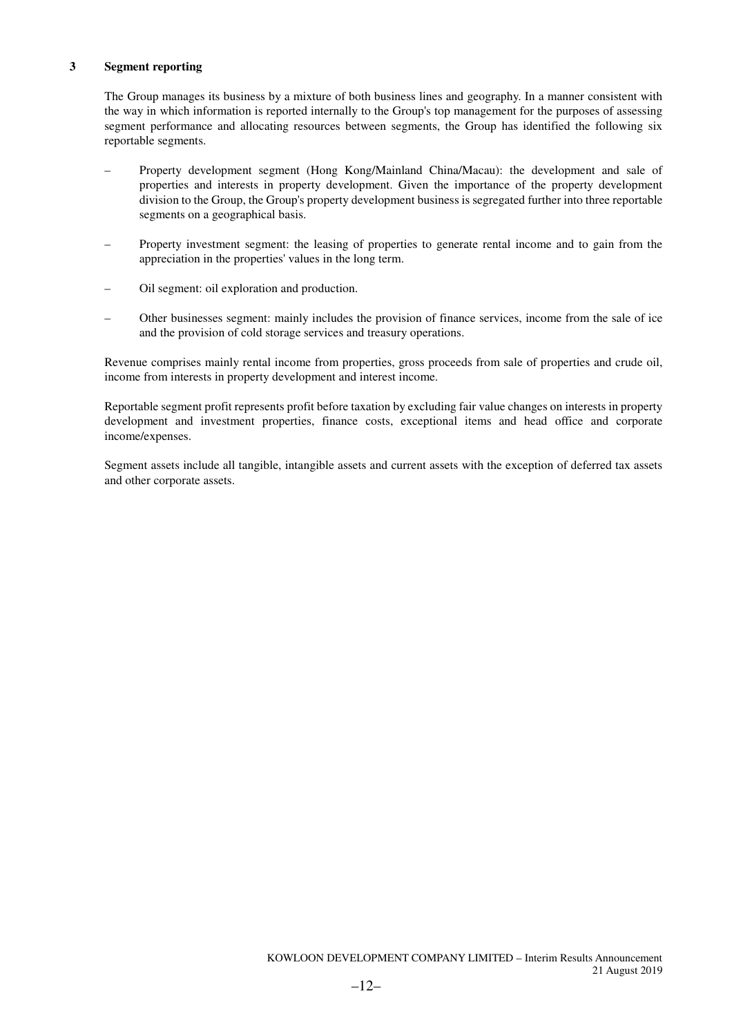## 3 Segment reporting

The Group manages its business by a mixture of both business lines and geography. In a manner consistent with the way in which information is reported internally to the Group's top management for the purposes of assessing segment performance and allocating resources between segments, the Group has identified the following six reportable segments.

– Property development segment (Hong Kong/Mainland China/Macau): the development and sale of properties and interests in property development. Given the importance of the property development division to the Group, the Group's property development business is segregated further into three reportable segments on a geographical basis.

– Property investment segment: the leasing of properties to generate rental income and to gain from the appreciation in the properties' values in the long term.

– Oil segment: oil exploration and production.

– Other businesses segment: mainly includes the provision of finance services, income from the sale of ice and the provision of cold storage services and treasury operations.

Revenue comprises mainly rental income from properties, gross proceeds from sale of properties and crude oil, income from interests in property development and interest income.

Reportable segment profit represents profit before taxation by excluding fair value changes on interests in property development and investment properties, finance costs, exceptional items and head office and corporate income/expenses.

Segment assets include all tangible, intangible assets and current assets with the exception of deferred tax assets and other corporate assets.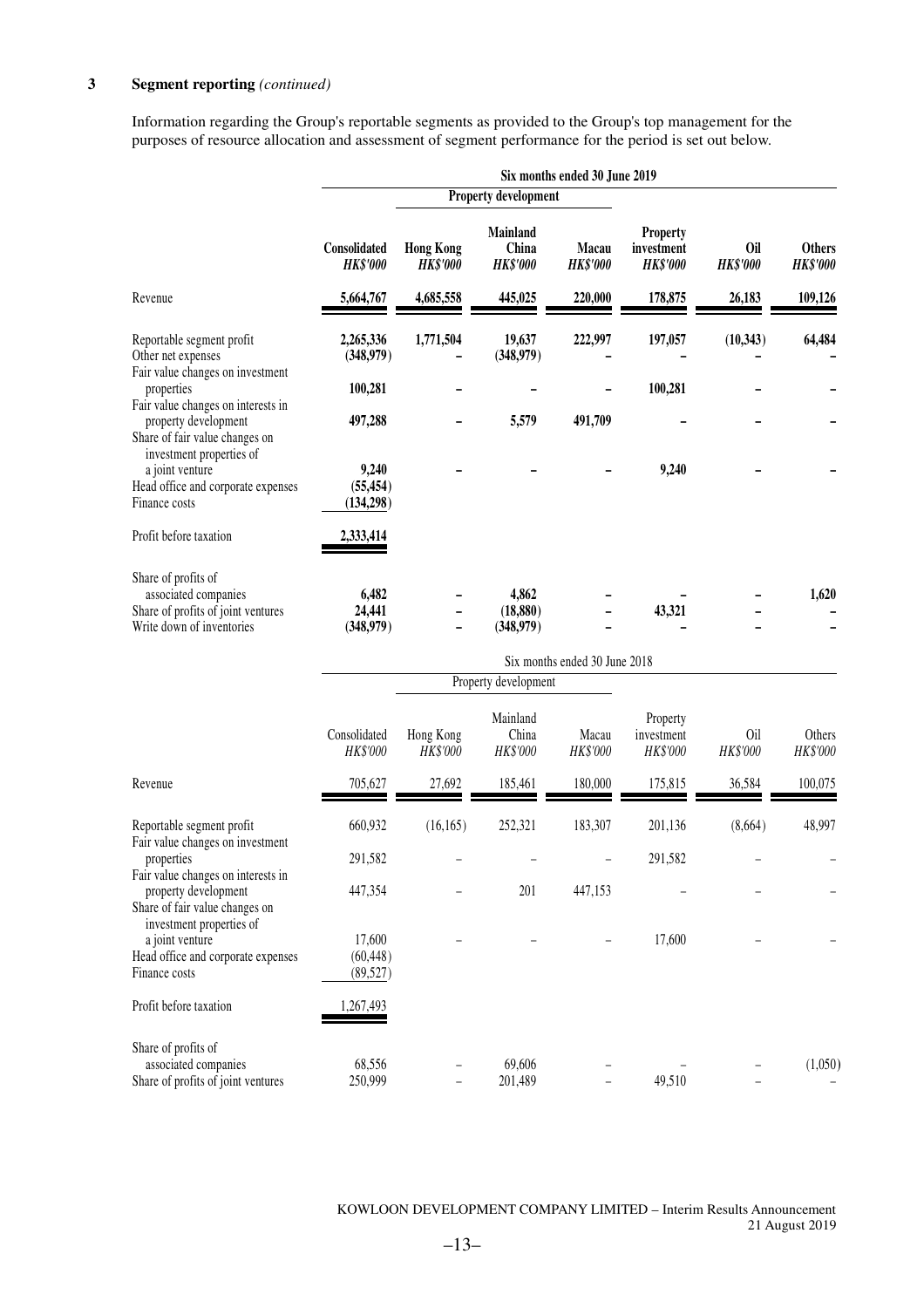## 3 Segment reporting *(continued)*

Information regarding the Group's reportable segments as provided to the Group's top management for the purposes of resource allocation and assessment of segment performance for the period is set out below.

| | **Six months ended 30 June 2019** | | | | | | |
|---|---|---|---|---|---|---|---|
| | | **Property development** | | | | | |
| | **Consolidated** | **Hong Kong** | **Mainland China** | **Macau** | **Property investment** | **Oil** | **Others** |
| | ***HK$'000*** | ***HK$'000*** | ***HK$'000*** | ***HK$'000*** | ***HK$'000*** | ***HK$'000*** | ***HK$'000*** |
| Revenue | **5,664,767** | **4,685,558** | **445,025** | **220,000** | **178,875** | **26,183** | **109,126** |
| Reportable segment profit | **2,265,336** | **1,771,504** | **19,637** | **222,997** | **197,057** | **(10,343)** | **64,484** |
| Other net expenses | **(348,979)** | **–** | **(348,979)** | **–** | **–** | **–** | **–** |
| Fair value changes on investment properties | **100,281** | **–** | **–** | **–** | **100,281** | **–** | **–** |
| Fair value changes on interests in property development | **497,288** | **–** | **5,579** | **491,709** | **–** | **–** | **–** |
| Share of fair value changes on investment properties of a joint venture | **9,240** | **–** | **–** | **–** | **9,240** | **–** | **–** |
| Head office and corporate expenses | **(55,454)** | | | | | | |
| Finance costs | **(134,298)** | | | | | | |
| Profit before taxation | **2,333,414** | | | | | | |
| Share of profits of associated companies | **6,482** | **–** | **4,862** | **–** | **–** | **–** | **1,620** |
| Share of profits of joint ventures | **24,441** | **–** | **(18,880)** | **–** | **43,321** | **–** | **–** |
| Write down of inventories | **(348,979)** | **–** | **(348,979)** | **–** | **–** | **–** | **–** |

| | Six months ended 30 June 2018 | | | | | | |
|---|---|---|---|---|---|---|---|
| | | Property development | | | | | |
| | Consolidated | Hong Kong | Mainland China | Macau | Property investment | Oil | Others |
| | *HK$'000* | *HK$'000* | *HK$'000* | *HK$'000* | *HK$'000* | *HK$'000* | *HK$'000* |
| Revenue | 705,627 | 27,692 | 185,461 | 180,000 | 175,815 | 36,584 | 100,075 |
| Reportable segment profit | 660,932 | (16,165) | 252,321 | 183,307 | 201,136 | (8,664) | 48,997 |
| Fair value changes on investment properties | 291,582 | – | – | – | 291,582 | – | – |
| Fair value changes on interests in property development | 447,354 | – | 201 | 447,153 | – | – | – |
| Share of fair value changes on investment properties of a joint venture | 17,600 | – | – | – | 17,600 | – | – |
| Head office and corporate expenses | (60,448) | | | | | | |
| Finance costs | (89,527) | | | | | | |
| Profit before taxation | 1,267,493 | | | | | | |
| Share of profits of associated companies | 68,556 | – | 69,606 | – | – | – | (1,050) |
| Share of profits of joint ventures | 250,999 | – | 201,489 | – | 49,510 | – | – |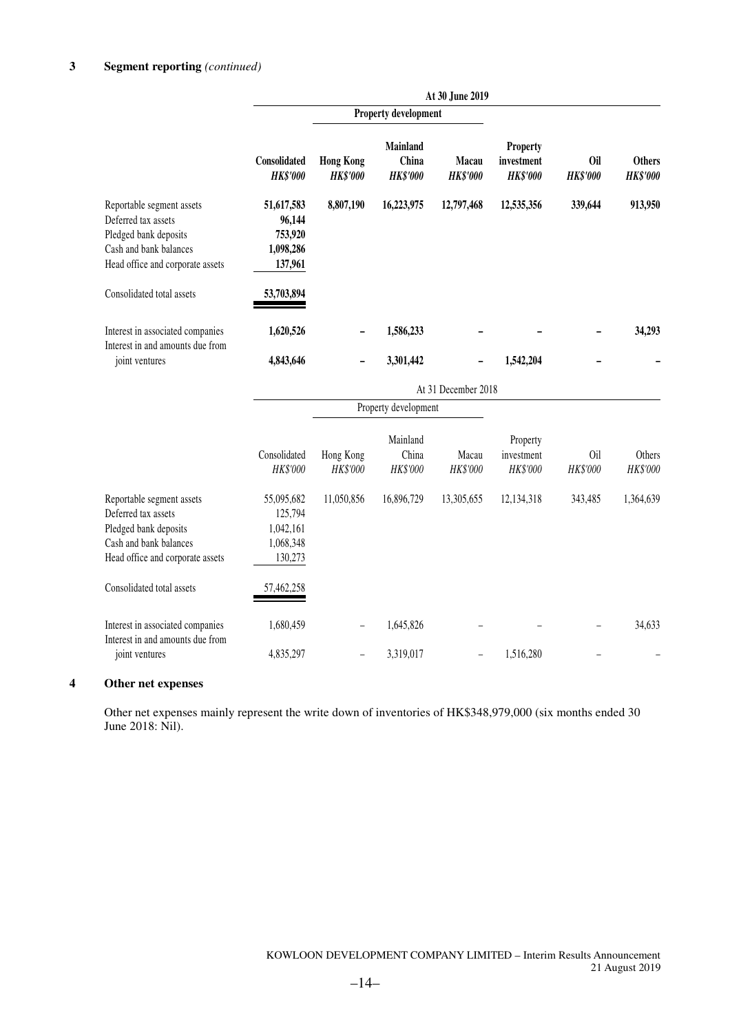## 3 Segment reporting *(continued)*

| | At 30 June 2019 | | | | | | |
|---|---|---|---|---|---|---|---|
| | | Property development | | | | | |
| | Consolidated | Hong Kong | Mainland China | Macau | Property investment | Oil | Others |
| | *HK$'000* | *HK$'000* | *HK$'000* | *HK$'000* | *HK$'000* | *HK$'000* | *HK$'000* |
| Reportable segment assets | **51,617,583** | **8,807,190** | **16,223,975** | **12,797,468** | **12,535,356** | **339,644** | **913,950** |
| Deferred tax assets | **96,144** | | | | | | |
| Pledged bank deposits | **753,920** | | | | | | |
| Cash and bank balances | **1,098,286** | | | | | | |
| Head office and corporate assets | **137,961** | | | | | | |
| Consolidated total assets | **53,703,894** | | | | | | |
| Interest in associated companies | **1,620,526** | **–** | **1,586,233** | **–** | **–** | **–** | **34,293** |
| Interest in and amounts due from joint ventures | **4,843,646** | **–** | **3,301,442** | **–** | **1,542,204** | **–** | **–** |

| | At 31 December 2018 | | | | | | |
|---|---|---|---|---|---|---|---|
| | | Property development | | | | | |
| | Consolidated | Hong Kong | Mainland China | Macau | Property investment | Oil | Others |
| | *HK$'000* | *HK$'000* | *HK$'000* | *HK$'000* | *HK$'000* | *HK$'000* | *HK$'000* |
| Reportable segment assets | 55,095,682 | 11,050,856 | 16,896,729 | 13,305,655 | 12,134,318 | 343,485 | 1,364,639 |
| Deferred tax assets | 125,794 | | | | | | |
| Pledged bank deposits | 1,042,161 | | | | | | |
| Cash and bank balances | 1,068,348 | | | | | | |
| Head office and corporate assets | 130,273 | | | | | | |
| Consolidated total assets | 57,462,258 | | | | | | |
| Interest in associated companies | 1,680,459 | – | 1,645,826 | – | – | – | 34,633 |
| Interest in and amounts due from joint ventures | 4,835,297 | – | 3,319,017 | – | 1,516,280 | – | – |

## 4 Other net expenses

Other net expenses mainly represent the write down of inventories of HK$348,979,000 (six months ended 30 June 2018: Nil).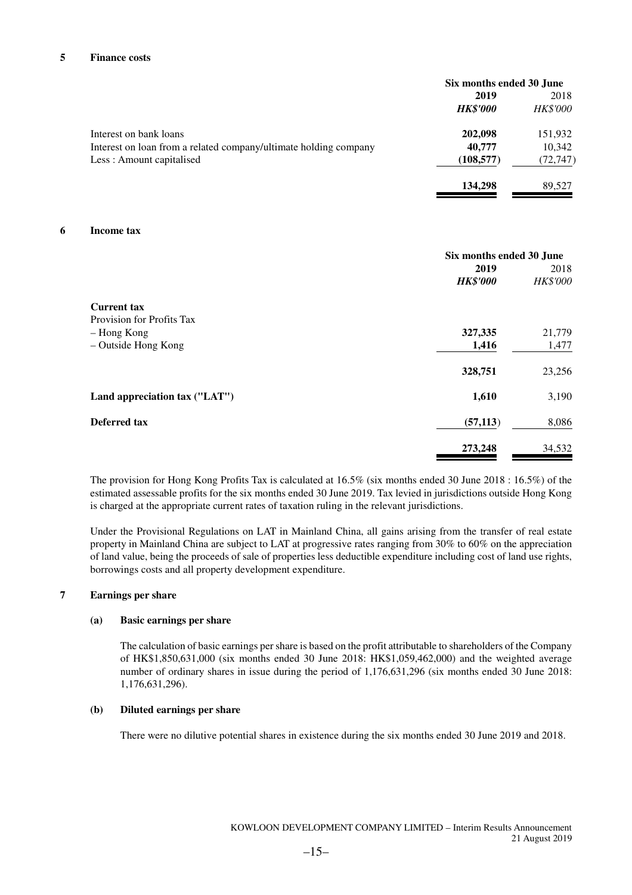## 5 Finance costs

| | Six months ended 30 June | |
|---|---|---|
| | **2019** | 2018 |
| | ***HK$'000*** | *HK$'000* |
| Interest on bank loans | **202,098** | 151,932 |
| Interest on loan from a related company/ultimate holding company | **40,777** | 10,342 |
| Less : Amount capitalised | **(108,577)** | (72,747) |
| | **134,298** | 89,527 |

## 6 Income tax

| | Six months ended 30 June | |
|---|---|---|
| | **2019** | 2018 |
| | ***HK$'000*** | *HK$'000* |
| **Current tax** | | |
| Provision for Profits Tax | | |
| – Hong Kong | **327,335** | 21,779 |
| – Outside Hong Kong | **1,416** | 1,477 |
| | **328,751** | 23,256 |
| **Land appreciation tax ("LAT")** | **1,610** | 3,190 |
| **Deferred tax** | **(57,113)** | 8,086 |
| | **273,248** | 34,532 |

The provision for Hong Kong Profits Tax is calculated at 16.5% (six months ended 30 June 2018 : 16.5%) of the estimated assessable profits for the six months ended 30 June 2019. Tax levied in jurisdictions outside Hong Kong is charged at the appropriate current rates of taxation ruling in the relevant jurisdictions.

Under the Provisional Regulations on LAT in Mainland China, all gains arising from the transfer of real estate property in Mainland China are subject to LAT at progressive rates ranging from 30% to 60% on the appreciation of land value, being the proceeds of sale of properties less deductible expenditure including cost of land use rights, borrowings costs and all property development expenditure.

## 7 Earnings per share

### (a) Basic earnings per share

The calculation of basic earnings per share is based on the profit attributable to shareholders of the Company of HK$1,850,631,000 (six months ended 30 June 2018: HK$1,059,462,000) and the weighted average number of ordinary shares in issue during the period of 1,176,631,296 (six months ended 30 June 2018: 1,176,631,296).

### (b) Diluted earnings per share

There were no dilutive potential shares in existence during the six months ended 30 June 2019 and 2018.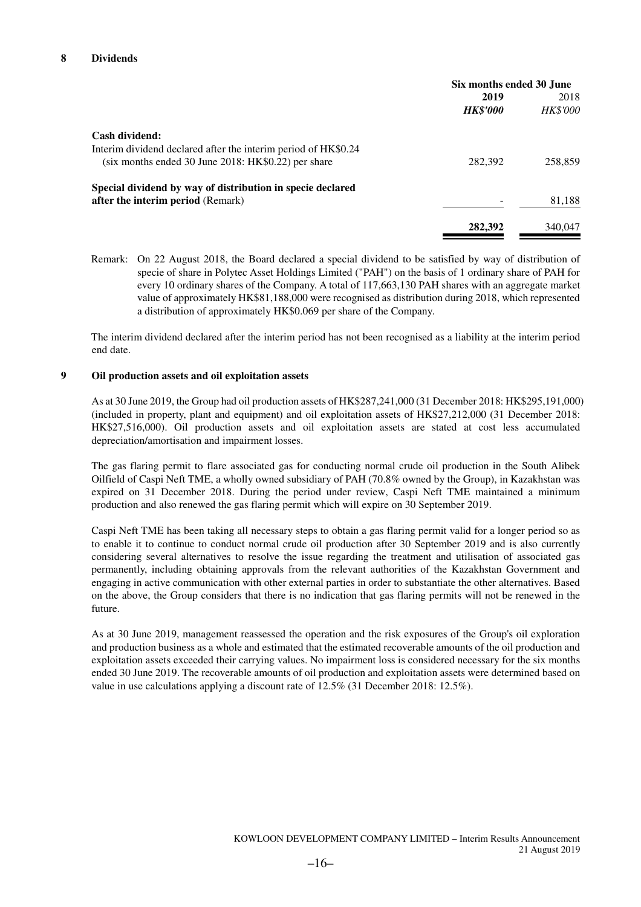## 8 Dividends

| | Six months ended 30 June | |
|---|---|---|
| | **2019** | 2018 |
| | ***HK$'000*** | *HK$'000* |
| **Cash dividend:** | | |
| Interim dividend declared after the interim period of HK$0.24 (six months ended 30 June 2018: HK$0.22) per share | 282,392 | 258,859 |
| **Special dividend by way of distribution in specie declared after the interim period** (Remark) | - | 81,188 |
| | **282,392** | 340,047 |

Remark: On 22 August 2018, the Board declared a special dividend to be satisfied by way of distribution of specie of share in Polytec Asset Holdings Limited ("PAH") on the basis of 1 ordinary share of PAH for every 10 ordinary shares of the Company. A total of 117,663,130 PAH shares with an aggregate market value of approximately HK$81,188,000 were recognised as distribution during 2018, which represented a distribution of approximately HK$0.069 per share of the Company.

The interim dividend declared after the interim period has not been recognised as a liability at the interim period end date.

## 9 Oil production assets and oil exploitation assets

As at 30 June 2019, the Group had oil production assets of HK$287,241,000 (31 December 2018: HK$295,191,000) (included in property, plant and equipment) and oil exploitation assets of HK$27,212,000 (31 December 2018: HK$27,516,000). Oil production assets and oil exploitation assets are stated at cost less accumulated depreciation/amortisation and impairment losses.

The gas flaring permit to flare associated gas for conducting normal crude oil production in the South Alibek Oilfield of Caspi Neft TME, a wholly owned subsidiary of PAH (70.8% owned by the Group), in Kazakhstan was expired on 31 December 2018. During the period under review, Caspi Neft TME maintained a minimum production and also renewed the gas flaring permit which will expire on 30 September 2019.

Caspi Neft TME has been taking all necessary steps to obtain a gas flaring permit valid for a longer period so as to enable it to continue to conduct normal crude oil production after 30 September 2019 and is also currently considering several alternatives to resolve the issue regarding the treatment and utilisation of associated gas permanently, including obtaining approvals from the relevant authorities of the Kazakhstan Government and engaging in active communication with other external parties in order to substantiate the other alternatives. Based on the above, the Group considers that there is no indication that gas flaring permits will not be renewed in the future.

As at 30 June 2019, management reassessed the operation and the risk exposures of the Group's oil exploration and production business as a whole and estimated that the estimated recoverable amounts of the oil production and exploitation assets exceeded their carrying values. No impairment loss is considered necessary for the six months ended 30 June 2019. The recoverable amounts of oil production and exploitation assets were determined based on value in use calculations applying a discount rate of 12.5% (31 December 2018: 12.5%).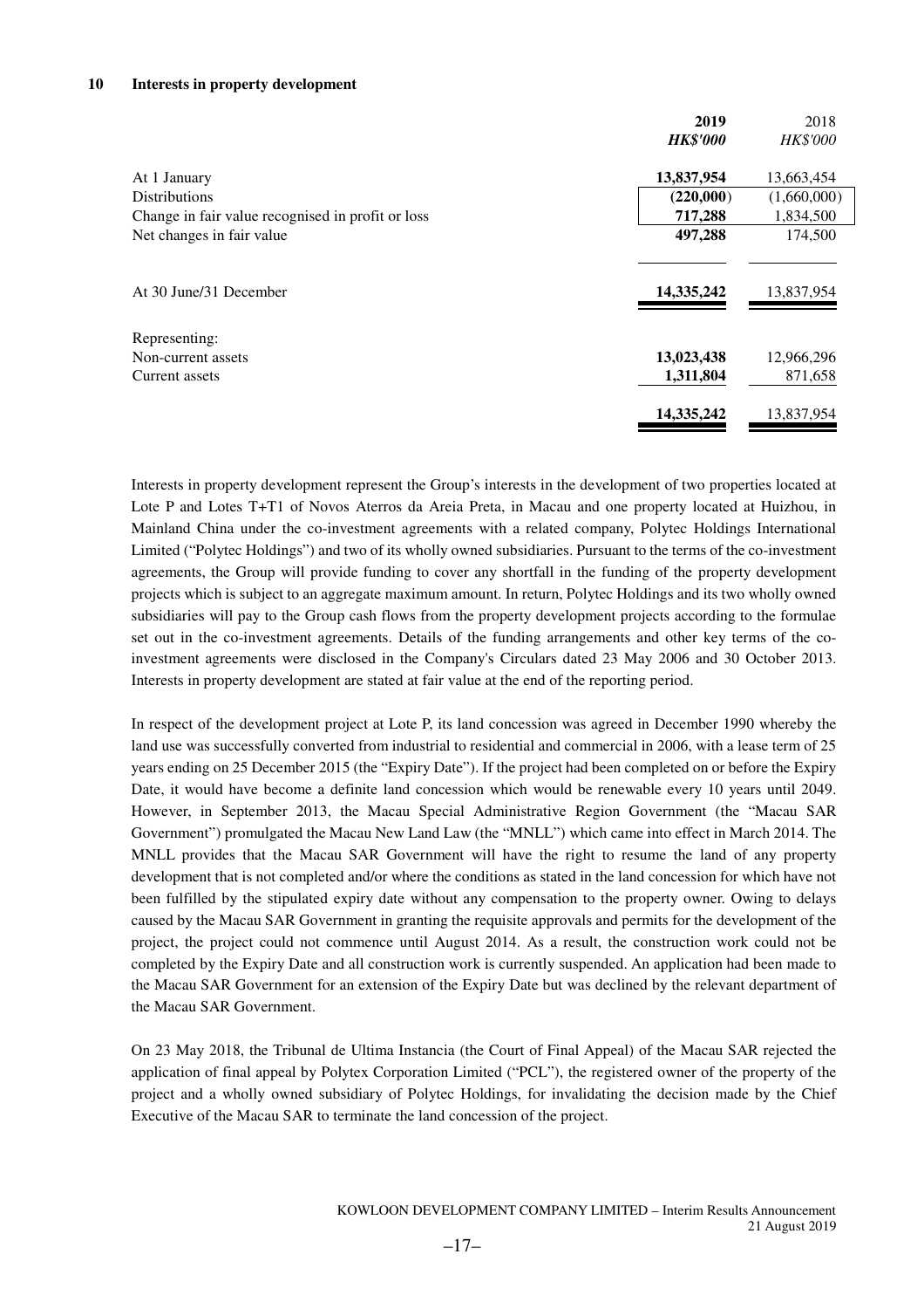## 10 Interests in property development

| | **2019** | 2018 |
|---|---|---|
| | ***HK$'000*** | *HK$'000* |
| At 1 January | **13,837,954** | 13,663,454 |
| Distributions | **(220,000)** | (1,660,000) |
| Change in fair value recognised in profit or loss | **717,288** | 1,834,500 |
| Net changes in fair value | **497,288** | 174,500 |
| At 30 June/31 December | **14,335,242** | 13,837,954 |
| Representing: | | |
| Non-current assets | **13,023,438** | 12,966,296 |
| Current assets | **1,311,804** | 871,658 |
| | **14,335,242** | 13,837,954 |

Interests in property development represent the Group's interests in the development of two properties located at Lote P and Lotes T+T1 of Novos Aterros da Areia Preta, in Macau and one property located at Huizhou, in Mainland China under the co-investment agreements with a related company, Polytec Holdings International Limited ("Polytec Holdings") and two of its wholly owned subsidiaries. Pursuant to the terms of the co-investment agreements, the Group will provide funding to cover any shortfall in the funding of the property development projects which is subject to an aggregate maximum amount. In return, Polytec Holdings and its two wholly owned subsidiaries will pay to the Group cash flows from the property development projects according to the formulae set out in the co-investment agreements. Details of the funding arrangements and other key terms of the co-investment agreements were disclosed in the Company's Circulars dated 23 May 2006 and 30 October 2013. Interests in property development are stated at fair value at the end of the reporting period.

In respect of the development project at Lote P, its land concession was agreed in December 1990 whereby the land use was successfully converted from industrial to residential and commercial in 2006, with a lease term of 25 years ending on 25 December 2015 (the "Expiry Date"). If the project had been completed on or before the Expiry Date, it would have become a definite land concession which would be renewable every 10 years until 2049. However, in September 2013, the Macau Special Administrative Region Government (the "Macau SAR Government") promulgated the Macau New Land Law (the "MNLL") which came into effect in March 2014. The MNLL provides that the Macau SAR Government will have the right to resume the land of any property development that is not completed and/or where the conditions as stated in the land concession for which have not been fulfilled by the stipulated expiry date without any compensation to the property owner. Owing to delays caused by the Macau SAR Government in granting the requisite approvals and permits for the development of the project, the project could not commence until August 2014. As a result, the construction work could not be completed by the Expiry Date and all construction work is currently suspended. An application had been made to the Macau SAR Government for an extension of the Expiry Date but was declined by the relevant department of the Macau SAR Government.

On 23 May 2018, the Tribunal de Ultima Instancia (the Court of Final Appeal) of the Macau SAR rejected the application of final appeal by Polytex Corporation Limited ("PCL"), the registered owner of the property of the project and a wholly owned subsidiary of Polytec Holdings, for invalidating the decision made by the Chief Executive of the Macau SAR to terminate the land concession of the project.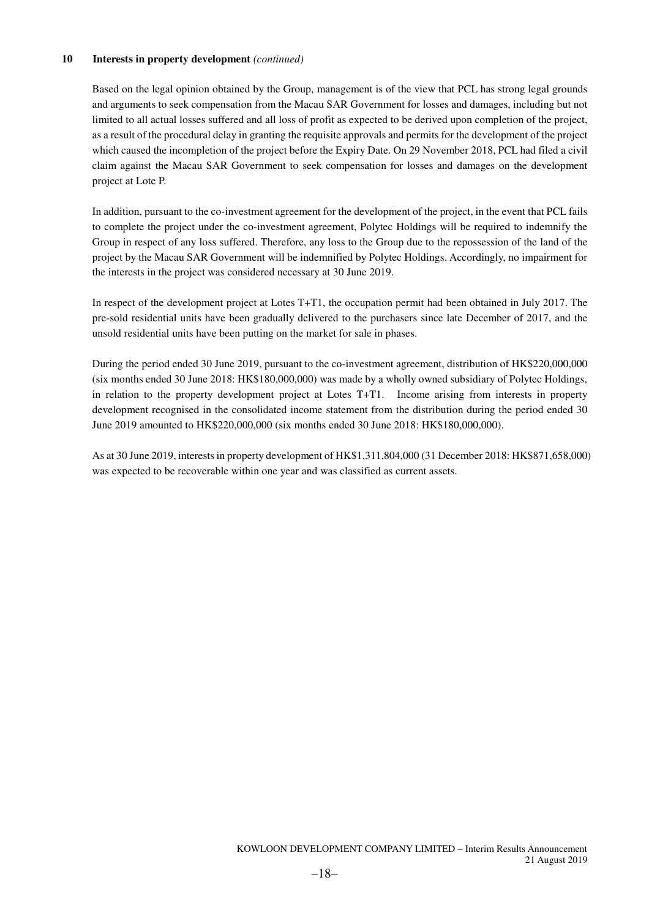**10 Interests in property development** *(continued)*

Based on the legal opinion obtained by the Group, management is of the view that PCL has strong legal grounds and arguments to seek compensation from the Macau SAR Government for losses and damages, including but not limited to all actual losses suffered and all loss of profit as expected to be derived upon completion of the project, as a result of the procedural delay in granting the requisite approvals and permits for the development of the project which caused the incompletion of the project before the Expiry Date. On 29 November 2018, PCL had filed a civil claim against the Macau SAR Government to seek compensation for losses and damages on the development project at Lote P.

In addition, pursuant to the co-investment agreement for the development of the project, in the event that PCL fails to complete the project under the co-investment agreement, Polytec Holdings will be required to indemnify the Group in respect of any loss suffered. Therefore, any loss to the Group due to the repossession of the land of the project by the Macau SAR Government will be indemnified by Polytec Holdings. Accordingly, no impairment for the interests in the project was considered necessary at 30 June 2019.

In respect of the development project at Lotes T+T1, the occupation permit had been obtained in July 2017. The pre-sold residential units have been gradually delivered to the purchasers since late December of 2017, and the unsold residential units have been putting on the market for sale in phases.

During the period ended 30 June 2019, pursuant to the co-investment agreement, distribution of HK$220,000,000 (six months ended 30 June 2018: HK$180,000,000) was made by a wholly owned subsidiary of Polytec Holdings, in relation to the property development project at Lotes T+T1. Income arising from interests in property development recognised in the consolidated income statement from the distribution during the period ended 30 June 2019 amounted to HK$220,000,000 (six months ended 30 June 2018: HK$180,000,000).

As at 30 June 2019, interests in property development of HK$1,311,804,000 (31 December 2018: HK$871,658,000) was expected to be recoverable within one year and was classified as current assets.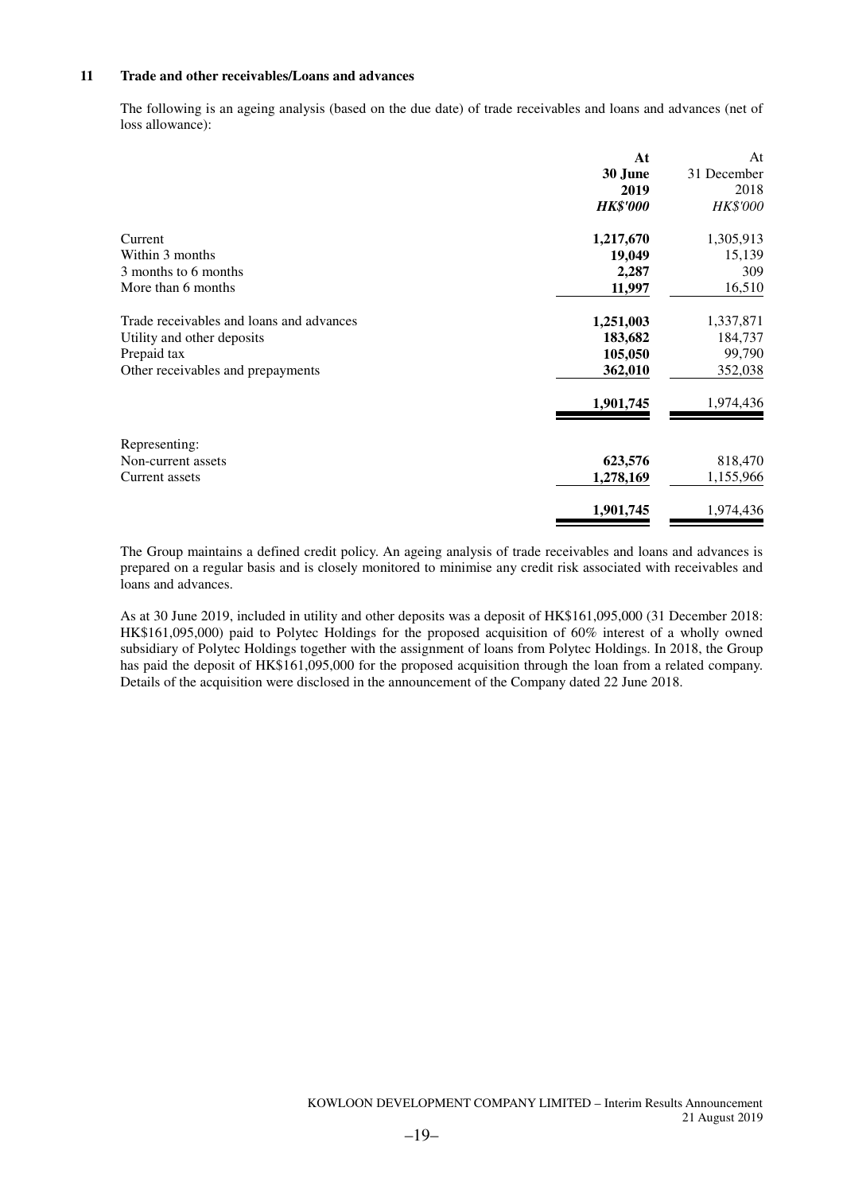## 11 Trade and other receivables/Loans and advances

The following is an ageing analysis (based on the due date) of trade receivables and loans and advances (net of loss allowance):

| | **At 30 June 2019** | At 31 December 2018 |
|---|---|---|
| | ***HK$'000*** | *HK$'000* |
| Current | **1,217,670** | 1,305,913 |
| Within 3 months | **19,049** | 15,139 |
| 3 months to 6 months | **2,287** | 309 |
| More than 6 months | **11,997** | 16,510 |
| Trade receivables and loans and advances | **1,251,003** | 1,337,871 |
| Utility and other deposits | **183,682** | 184,737 |
| Prepaid tax | **105,050** | 99,790 |
| Other receivables and prepayments | **362,010** | 352,038 |
| | **1,901,745** | 1,974,436 |
| Representing: | | |
| Non-current assets | **623,576** | 818,470 |
| Current assets | **1,278,169** | 1,155,966 |
| | **1,901,745** | 1,974,436 |

The Group maintains a defined credit policy. An ageing analysis of trade receivables and loans and advances is prepared on a regular basis and is closely monitored to minimise any credit risk associated with receivables and loans and advances.

As at 30 June 2019, included in utility and other deposits was a deposit of HK$161,095,000 (31 December 2018: HK$161,095,000) paid to Polytec Holdings for the proposed acquisition of 60% interest of a wholly owned subsidiary of Polytec Holdings together with the assignment of loans from Polytec Holdings. In 2018, the Group has paid the deposit of HK$161,095,000 for the proposed acquisition through the loan from a related company. Details of the acquisition were disclosed in the announcement of the Company dated 22 June 2018.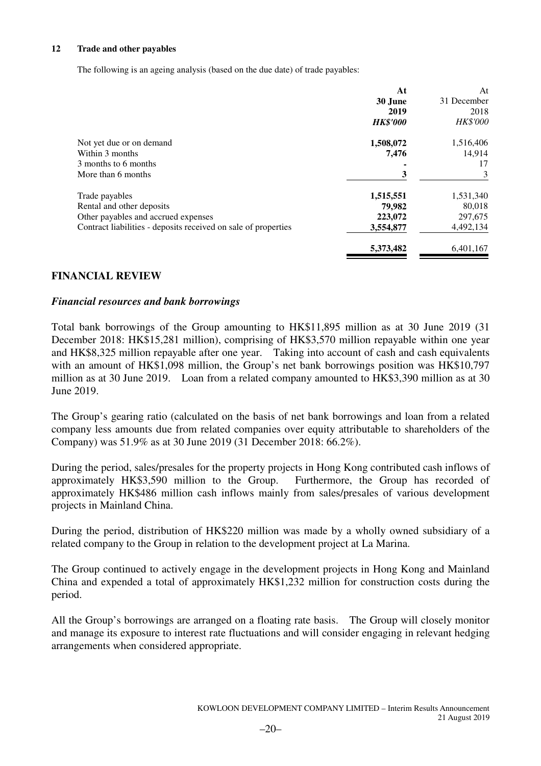**12 Trade and other payables**

The following is an ageing analysis (based on the due date) of trade payables:

| | **At 30 June 2019** *HK$'000* | At 31 December 2018 *HK$'000* |
|---|---|---|
| Not yet due or on demand | **1,508,072** | 1,516,406 |
| Within 3 months | **7,476** | 14,914 |
| 3 months to 6 months | **-** | 17 |
| More than 6 months | **3** | 3 |
| Trade payables | **1,515,551** | 1,531,340 |
| Rental and other deposits | **79,982** | 80,018 |
| Other payables and accrued expenses | **223,072** | 297,675 |
| Contract liabilities - deposits received on sale of properties | **3,554,877** | 4,492,134 |
| | **5,373,482** | 6,401,167 |

## FINANCIAL REVIEW

### *Financial resources and bank borrowings*

Total bank borrowings of the Group amounting to HK$11,895 million as at 30 June 2019 (31 December 2018: HK$15,281 million), comprising of HK$3,570 million repayable within one year and HK$8,325 million repayable after one year. Taking into account of cash and cash equivalents with an amount of HK$1,098 million, the Group's net bank borrowings position was HK$10,797 million as at 30 June 2019. Loan from a related company amounted to HK$3,390 million as at 30 June 2019.

The Group's gearing ratio (calculated on the basis of net bank borrowings and loan from a related company less amounts due from related companies over equity attributable to shareholders of the Company) was 51.9% as at 30 June 2019 (31 December 2018: 66.2%).

During the period, sales/presales for the property projects in Hong Kong contributed cash inflows of approximately HK$3,590 million to the Group. Furthermore, the Group has recorded of approximately HK$486 million cash inflows mainly from sales/presales of various development projects in Mainland China.

During the period, distribution of HK$220 million was made by a wholly owned subsidiary of a related company to the Group in relation to the development project at La Marina.

The Group continued to actively engage in the development projects in Hong Kong and Mainland China and expended a total of approximately HK$1,232 million for construction costs during the period.

All the Group's borrowings are arranged on a floating rate basis. The Group will closely monitor and manage its exposure to interest rate fluctuations and will consider engaging in relevant hedging arrangements when considered appropriate.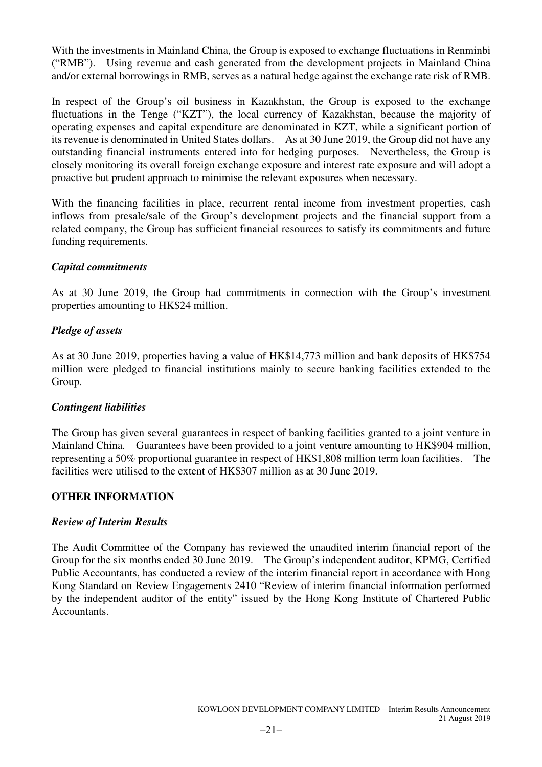With the investments in Mainland China, the Group is exposed to exchange fluctuations in Renminbi ("RMB"). Using revenue and cash generated from the development projects in Mainland China and/or external borrowings in RMB, serves as a natural hedge against the exchange rate risk of RMB.

In respect of the Group's oil business in Kazakhstan, the Group is exposed to the exchange fluctuations in the Tenge ("KZT"), the local currency of Kazakhstan, because the majority of operating expenses and capital expenditure are denominated in KZT, while a significant portion of its revenue is denominated in United States dollars. As at 30 June 2019, the Group did not have any outstanding financial instruments entered into for hedging purposes. Nevertheless, the Group is closely monitoring its overall foreign exchange exposure and interest rate exposure and will adopt a proactive but prudent approach to minimise the relevant exposures when necessary.

With the financing facilities in place, recurrent rental income from investment properties, cash inflows from presale/sale of the Group's development projects and the financial support from a related company, the Group has sufficient financial resources to satisfy its commitments and future funding requirements.

***Capital commitments***

As at 30 June 2019, the Group had commitments in connection with the Group's investment properties amounting to HK$24 million.

***Pledge of assets***

As at 30 June 2019, properties having a value of HK$14,773 million and bank deposits of HK$754 million were pledged to financial institutions mainly to secure banking facilities extended to the Group.

***Contingent liabilities***

The Group has given several guarantees in respect of banking facilities granted to a joint venture in Mainland China. Guarantees have been provided to a joint venture amounting to HK$904 million, representing a 50% proportional guarantee in respect of HK$1,808 million term loan facilities. The facilities were utilised to the extent of HK$307 million as at 30 June 2019.

## OTHER INFORMATION

***Review of Interim Results***

The Audit Committee of the Company has reviewed the unaudited interim financial report of the Group for the six months ended 30 June 2019. The Group's independent auditor, KPMG, Certified Public Accountants, has conducted a review of the interim financial report in accordance with Hong Kong Standard on Review Engagements 2410 "Review of interim financial information performed by the independent auditor of the entity" issued by the Hong Kong Institute of Chartered Public Accountants.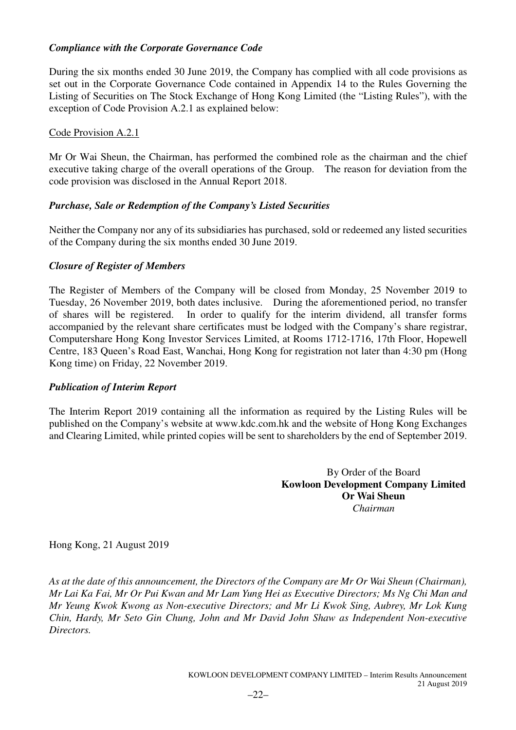### *Compliance with the Corporate Governance Code*

During the six months ended 30 June 2019, the Company has complied with all code provisions as set out in the Corporate Governance Code contained in Appendix 14 to the Rules Governing the Listing of Securities on The Stock Exchange of Hong Kong Limited (the "Listing Rules"), with the exception of Code Provision A.2.1 as explained below:

Code Provision A.2.1

Mr Or Wai Sheun, the Chairman, has performed the combined role as the chairman and the chief executive taking charge of the overall operations of the Group. The reason for deviation from the code provision was disclosed in the Annual Report 2018.

### *Purchase, Sale or Redemption of the Company's Listed Securities*

Neither the Company nor any of its subsidiaries has purchased, sold or redeemed any listed securities of the Company during the six months ended 30 June 2019.

### *Closure of Register of Members*

The Register of Members of the Company will be closed from Monday, 25 November 2019 to Tuesday, 26 November 2019, both dates inclusive. During the aforementioned period, no transfer of shares will be registered. In order to qualify for the interim dividend, all transfer forms accompanied by the relevant share certificates must be lodged with the Company's share registrar, Computershare Hong Kong Investor Services Limited, at Rooms 1712-1716, 17th Floor, Hopewell Centre, 183 Queen's Road East, Wanchai, Hong Kong for registration not later than 4:30 pm (Hong Kong time) on Friday, 22 November 2019.

### *Publication of Interim Report*

The Interim Report 2019 containing all the information as required by the Listing Rules will be published on the Company's website at www.kdc.com.hk and the website of Hong Kong Exchanges and Clearing Limited, while printed copies will be sent to shareholders by the end of September 2019.

By Order of the Board
**Kowloon Development Company Limited**
**Or Wai Sheun**
*Chairman*

Hong Kong, 21 August 2019

*As at the date of this announcement, the Directors of the Company are Mr Or Wai Sheun (Chairman), Mr Lai Ka Fai, Mr Or Pui Kwan and Mr Lam Yung Hei as Executive Directors; Ms Ng Chi Man and Mr Yeung Kwok Kwong as Non-executive Directors; and Mr Li Kwok Sing, Aubrey, Mr Lok Kung Chin, Hardy, Mr Seto Gin Chung, John and Mr David John Shaw as Independent Non-executive Directors.*